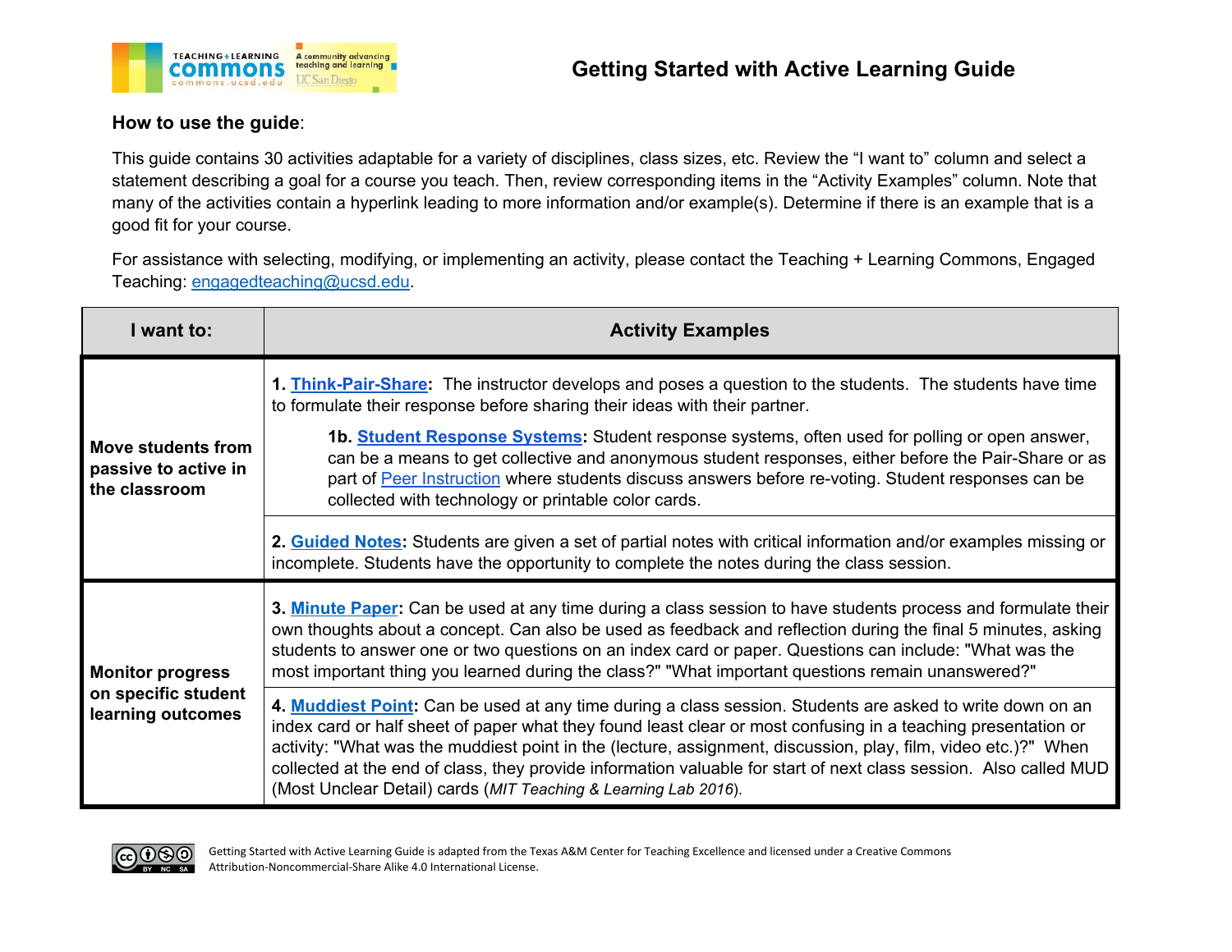# Getting Started with Active Learning Guide

**How to use the guide**:

This guide contains 30 activities adaptable for a variety of disciplines, class sizes, etc. Review the "I want to" column and select a statement describing a goal for a course you teach. Then, review corresponding items in the "Activity Examples" column. Note that many of the activities contain a hyperlink leading to more information and/or example(s). Determine if there is an example that is a good fit for your course.

For assistance with selecting, modifying, or implementing an activity, please contact the Teaching + Learning Commons, Engaged Teaching: engagedteaching@ucsd.edu.

| I want to: | Activity Examples |
|---|---|
| **Move students from passive to active in the classroom** | **1. Think-Pair-Share:** The instructor develops and poses a question to the students. The students have time to formulate their response before sharing their ideas with their partner.<br><br>**1b. Student Response Systems:** Student response systems, often used for polling or open answer, can be a means to get collective and anonymous student responses, either before the Pair-Share or as part of Peer Instruction where students discuss answers before re-voting. Student responses can be collected with technology or printable color cards. |
| | **2. Guided Notes:** Students are given a set of partial notes with critical information and/or examples missing or incomplete. Students have the opportunity to complete the notes during the class session. |
| **Monitor progress on specific student learning outcomes** | **3. Minute Paper:** Can be used at any time during a class session to have students process and formulate their own thoughts about a concept. Can also be used as feedback and reflection during the final 5 minutes, asking students to answer one or two questions on an index card or paper. Questions can include: "What was the most important thing you learned during the class?" "What important questions remain unanswered?" |
| | **4. Muddiest Point:** Can be used at any time during a class session. Students are asked to write down on an index card or half sheet of paper what they found least clear or most confusing in a teaching presentation or activity: "What was the muddiest point in the (lecture, assignment, discussion, play, film, video etc.)?" When collected at the end of class, they provide information valuable for start of next class session. Also called MUD (Most Unclear Detail) cards (*MIT Teaching & Learning Lab 2016*). |

Getting Started with Active Learning Guide is adapted from the Texas A&M Center for Teaching Excellence and licensed under a Creative Commons Attribution-Noncommercial-Share Alike 4.0 International License.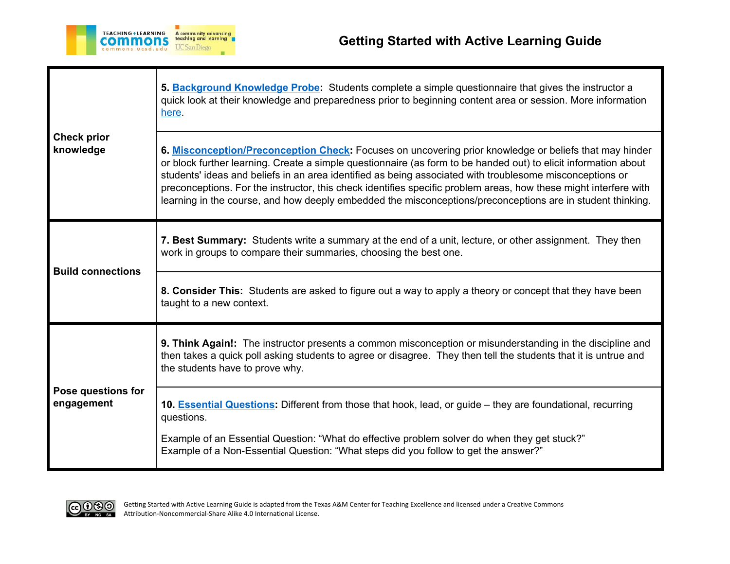| | |
|---|---|
| **Check prior knowledge** | **5. Background Knowledge Probe:** Students complete a simple questionnaire that gives the instructor a quick look at their knowledge and preparedness prior to beginning content area or session. More information here. |
| | **6. Misconception/Preconception Check:** Focuses on uncovering prior knowledge or beliefs that may hinder or block further learning. Create a simple questionnaire (as form to be handed out) to elicit information about students' ideas and beliefs in an area identified as being associated with troublesome misconceptions or preconceptions. For the instructor, this check identifies specific problem areas, how these might interfere with learning in the course, and how deeply embedded the misconceptions/preconceptions are in student thinking. |
| **Build connections** | **7. Best Summary:** Students write a summary at the end of a unit, lecture, or other assignment. They then work in groups to compare their summaries, choosing the best one. |
| | **8. Consider This:** Students are asked to figure out a way to apply a theory or concept that they have been taught to a new context. |
| **Pose questions for engagement** | **9. Think Again!:** The instructor presents a common misconception or misunderstanding in the discipline and then takes a quick poll asking students to agree or disagree. They then tell the students that it is untrue and the students have to prove why. |
| | **10. Essential Questions:** Different from those that hook, lead, or guide – they are foundational, recurring questions.<br><br>Example of an Essential Question: "What do effective problem solver do when they get stuck?"<br>Example of a Non-Essential Question: "What steps did you follow to get the answer?" |

Getting Started with Active Learning Guide is adapted from the Texas A&M Center for Teaching Excellence and licensed under a Creative Commons Attribution-Noncommercial-Share Alike 4.0 International License.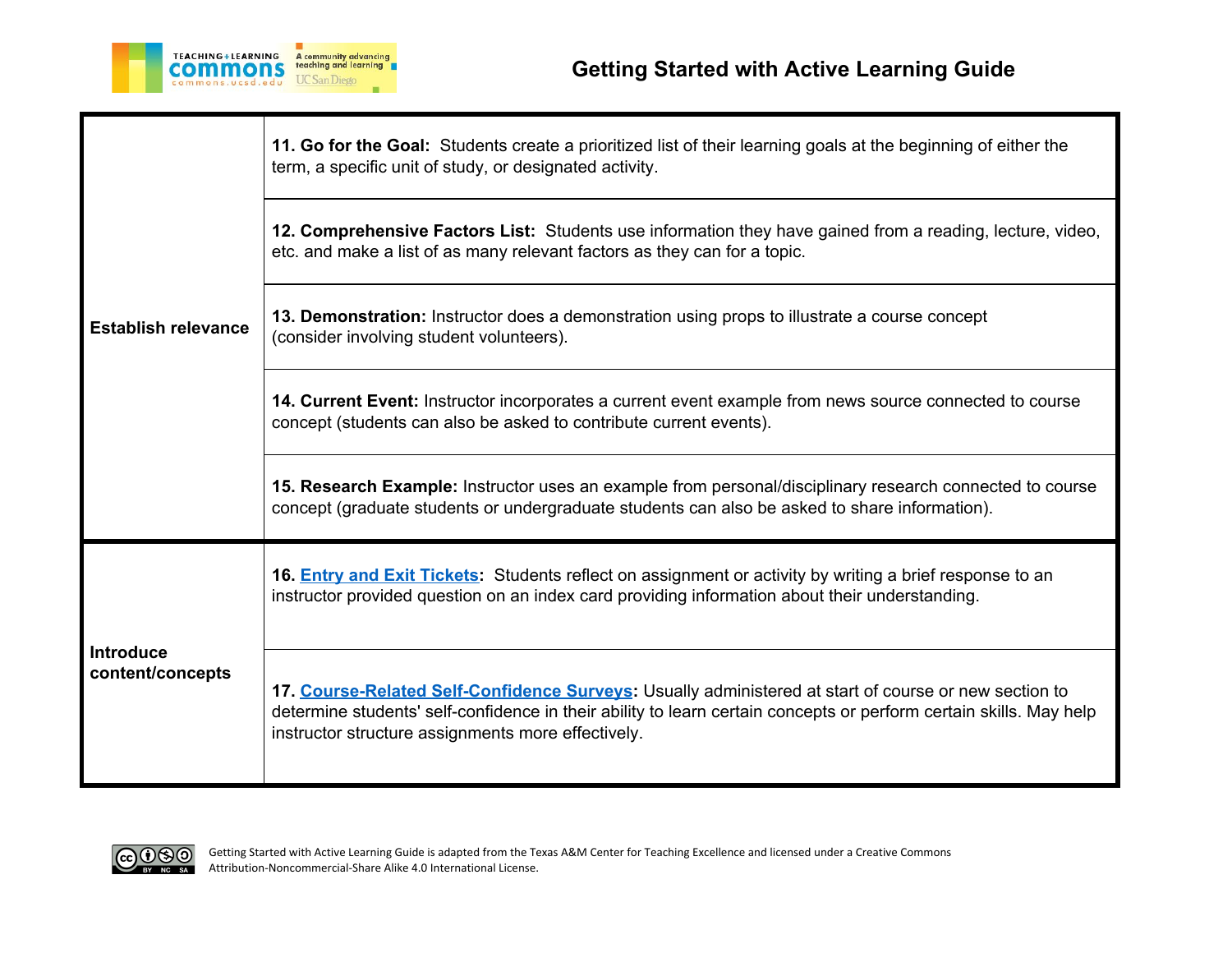| | |
|---|---|
| **Establish relevance** | **11. Go for the Goal:** Students create a prioritized list of their learning goals at the beginning of either the term, a specific unit of study, or designated activity. |
| | **12. Comprehensive Factors List:** Students use information they have gained from a reading, lecture, video, etc. and make a list of as many relevant factors as they can for a topic. |
| | **13. Demonstration:** Instructor does a demonstration using props to illustrate a course concept (consider involving student volunteers). |
| | **14. Current Event:** Instructor incorporates a current event example from news source connected to course concept (students can also be asked to contribute current events). |
| | **15. Research Example:** Instructor uses an example from personal/disciplinary research connected to course concept (graduate students or undergraduate students can also be asked to share information). |
| **Introduce content/concepts** | **16. Entry and Exit Tickets:** Students reflect on assignment or activity by writing a brief response to an instructor provided question on an index card providing information about their understanding. |
| | **17. Course-Related Self-Confidence Surveys:** Usually administered at start of course or new section to determine students' self-confidence in their ability to learn certain concepts or perform certain skills. May help instructor structure assignments more effectively. |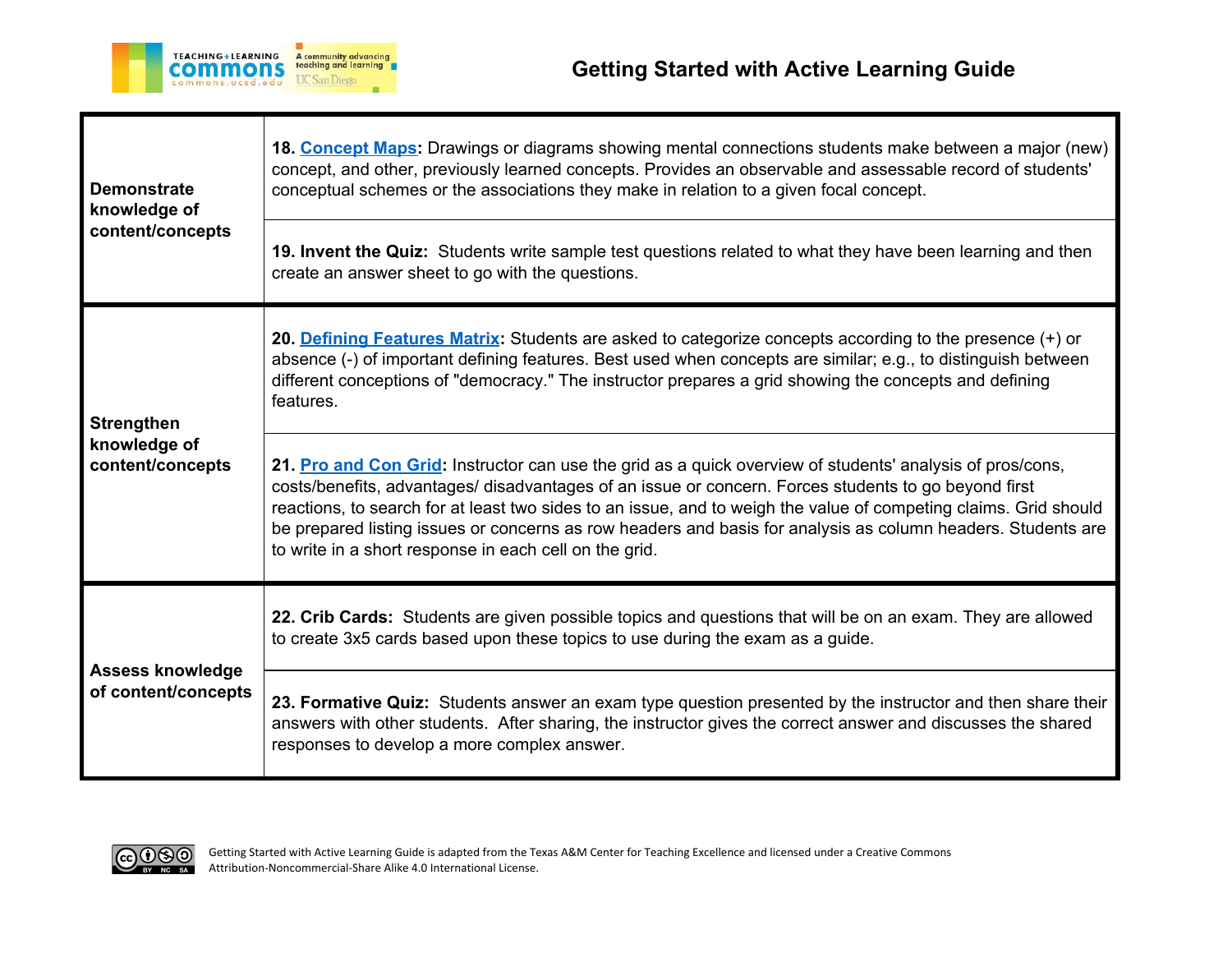| | |
|---|---|
| **Demonstrate knowledge of content/concepts** | **18. Concept Maps:** Drawings or diagrams showing mental connections students make between a major (new) concept, and other, previously learned concepts. Provides an observable and assessable record of students' conceptual schemes or the associations they make in relation to a given focal concept. |
| | **19. Invent the Quiz:** Students write sample test questions related to what they have been learning and then create an answer sheet to go with the questions. |
| **Strengthen knowledge of content/concepts** | **20. Defining Features Matrix:** Students are asked to categorize concepts according to the presence (+) or absence (-) of important defining features. Best used when concepts are similar; e.g., to distinguish between different conceptions of "democracy." The instructor prepares a grid showing the concepts and defining features. |
| | **21. Pro and Con Grid:** Instructor can use the grid as a quick overview of students' analysis of pros/cons, costs/benefits, advantages/ disadvantages of an issue or concern. Forces students to go beyond first reactions, to search for at least two sides to an issue, and to weigh the value of competing claims. Grid should be prepared listing issues or concerns as row headers and basis for analysis as column headers. Students are to write in a short response in each cell on the grid. |
| **Assess knowledge of content/concepts** | **22. Crib Cards:** Students are given possible topics and questions that will be on an exam. They are allowed to create 3x5 cards based upon these topics to use during the exam as a guide. |
| | **23. Formative Quiz:** Students answer an exam type question presented by the instructor and then share their answers with other students. After sharing, the instructor gives the correct answer and discusses the shared responses to develop a more complex answer. |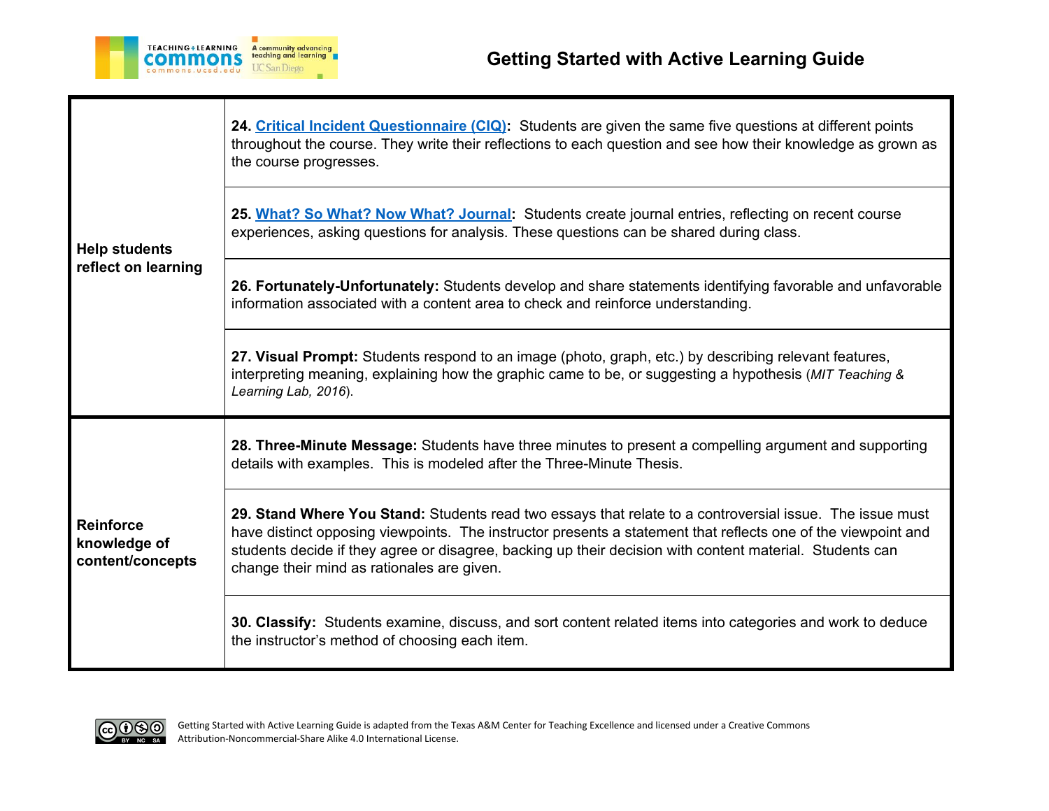| | |
|---|---|
| **Help students reflect on learning** | **24. Critical Incident Questionnaire (CIQ):** Students are given the same five questions at different points throughout the course. They write their reflections to each question and see how their knowledge as grown as the course progresses. |
| | **25. What? So What? Now What? Journal:** Students create journal entries, reflecting on recent course experiences, asking questions for analysis. These questions can be shared during class. |
| | **26. Fortunately-Unfortunately:** Students develop and share statements identifying favorable and unfavorable information associated with a content area to check and reinforce understanding. |
| | **27. Visual Prompt:** Students respond to an image (photo, graph, etc.) by describing relevant features, interpreting meaning, explaining how the graphic came to be, or suggesting a hypothesis (*MIT Teaching & Learning Lab, 2016*). |
| **Reinforce knowledge of content/concepts** | **28. Three-Minute Message:** Students have three minutes to present a compelling argument and supporting details with examples. This is modeled after the Three-Minute Thesis. |
| | **29. Stand Where You Stand:** Students read two essays that relate to a controversial issue. The issue must have distinct opposing viewpoints. The instructor presents a statement that reflects one of the viewpoint and students decide if they agree or disagree, backing up their decision with content material. Students can change their mind as rationales are given. |
| | **30. Classify:** Students examine, discuss, and sort content related items into categories and work to deduce the instructor's method of choosing each item. |

Getting Started with Active Learning Guide is adapted from the Texas A&M Center for Teaching Excellence and licensed under a Creative Commons Attribution-Noncommercial-Share Alike 4.0 International License.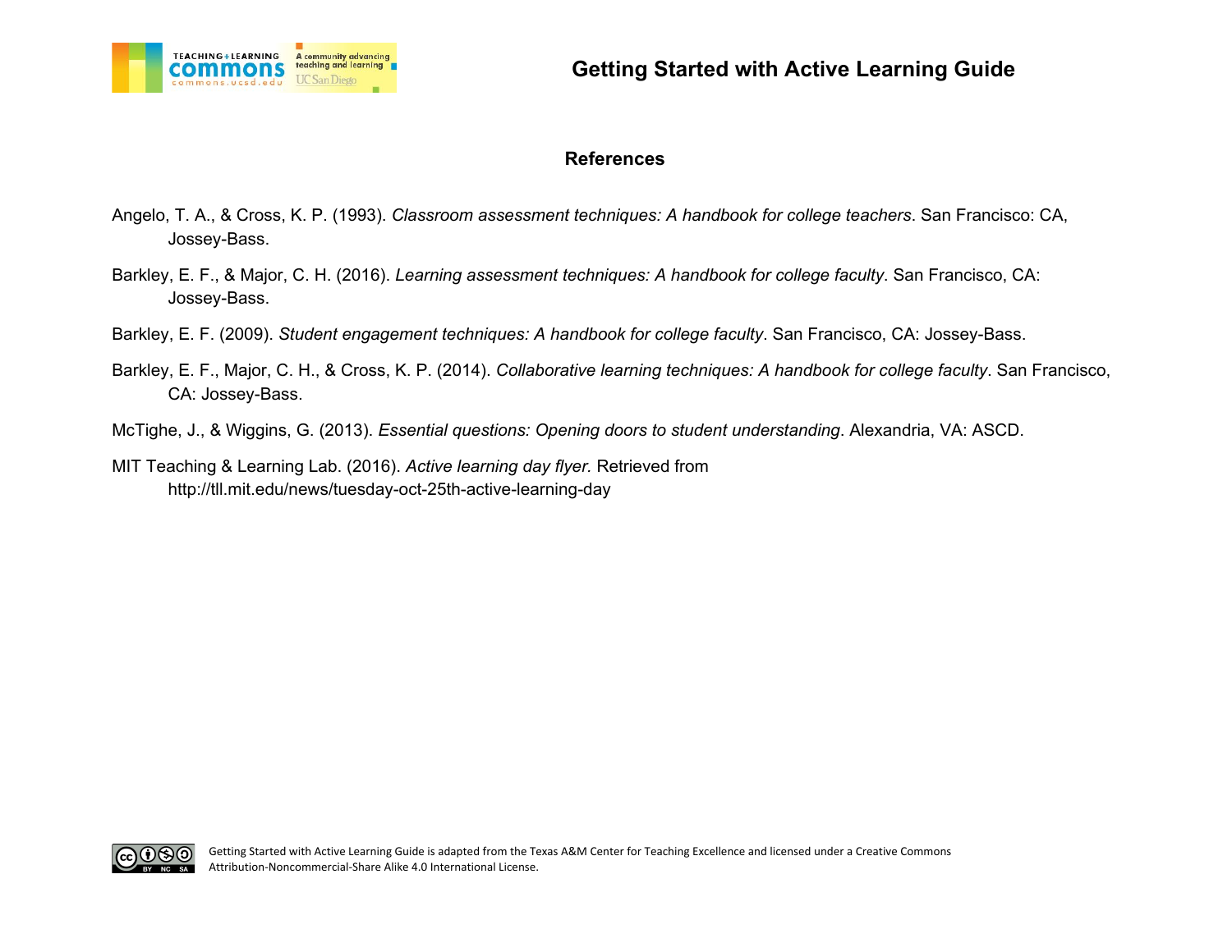## References

Angelo, T. A., & Cross, K. P. (1993). *Classroom assessment techniques: A handbook for college teachers*. San Francisco: CA, Jossey-Bass.

Barkley, E. F., & Major, C. H. (2016). *Learning assessment techniques: A handbook for college faculty*. San Francisco, CA: Jossey-Bass.

Barkley, E. F. (2009). *Student engagement techniques: A handbook for college faculty*. San Francisco, CA: Jossey-Bass.

Barkley, E. F., Major, C. H., & Cross, K. P. (2014). *Collaborative learning techniques: A handbook for college faculty*. San Francisco, CA: Jossey-Bass.

McTighe, J., & Wiggins, G. (2013). *Essential questions: Opening doors to student understanding*. Alexandria, VA: ASCD.

MIT Teaching & Learning Lab. (2016). *Active learning day flyer.* Retrieved from http://tll.mit.edu/news/tuesday-oct-25th-active-learning-day

Getting Started with Active Learning Guide is adapted from the Texas A&M Center for Teaching Excellence and licensed under a Creative Commons Attribution-Noncommercial-Share Alike 4.0 International License.